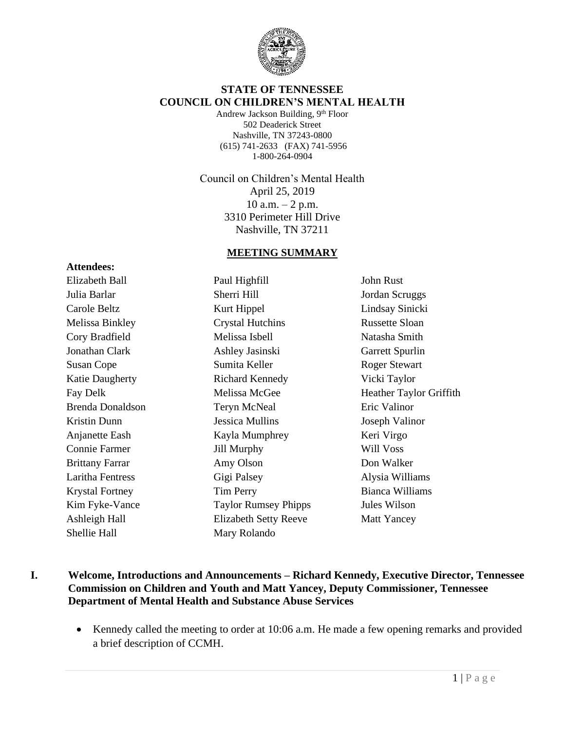**STATE OF TENNESSEE**
**COUNCIL ON CHILDREN'S MENTAL HEALTH**

Andrew Jackson Building, 9th Floor
502 Deaderick Street
Nashville, TN 37243-0800
(615) 741-2633 (FAX) 741-5956
1-800-264-0904

Council on Children's Mental Health
April 25, 2019
10 a.m. – 2 p.m.
3310 Perimeter Hill Drive
Nashville, TN 37211

## MEETING SUMMARY

**Attendees:**

Elizabeth Ball
Julia Barlar
Carole Beltz
Melissa Binkley
Cory Bradfield
Jonathan Clark
Susan Cope
Katie Daugherty
Fay Delk
Brenda Donaldson
Kristin Dunn
Anjanette Eash
Connie Farmer
Brittany Farrar
Laritha Fentress
Krystal Fortney
Kim Fyke-Vance
Ashleigh Hall
Shellie Hall
Paul Highfill
Sherri Hill
Kurt Hippel
Crystal Hutchins
Melissa Isbell
Ashley Jasinski
Sumita Keller
Richard Kennedy
Melissa McGee
Teryn McNeal
Jessica Mullins
Kayla Mumphrey
Jill Murphy
Amy Olson
Gigi Palsey
Tim Perry
Taylor Rumsey Phipps
Elizabeth Setty Reeve
Mary Rolando
John Rust
Jordan Scruggs
Lindsay Sinicki
Russette Sloan
Natasha Smith
Garrett Spurlin
Roger Stewart
Vicki Taylor
Heather Taylor Griffith
Eric Valinor
Joseph Valinor
Keri Virgo
Will Voss
Don Walker
Alysia Williams
Bianca Williams
Jules Wilson
Matt Yancey

### I. Welcome, Introductions and Announcements – Richard Kennedy, Executive Director, Tennessee Commission on Children and Youth and Matt Yancey, Deputy Commissioner, Tennessee Department of Mental Health and Substance Abuse Services

- Kennedy called the meeting to order at 10:06 a.m. He made a few opening remarks and provided a brief description of CCMH.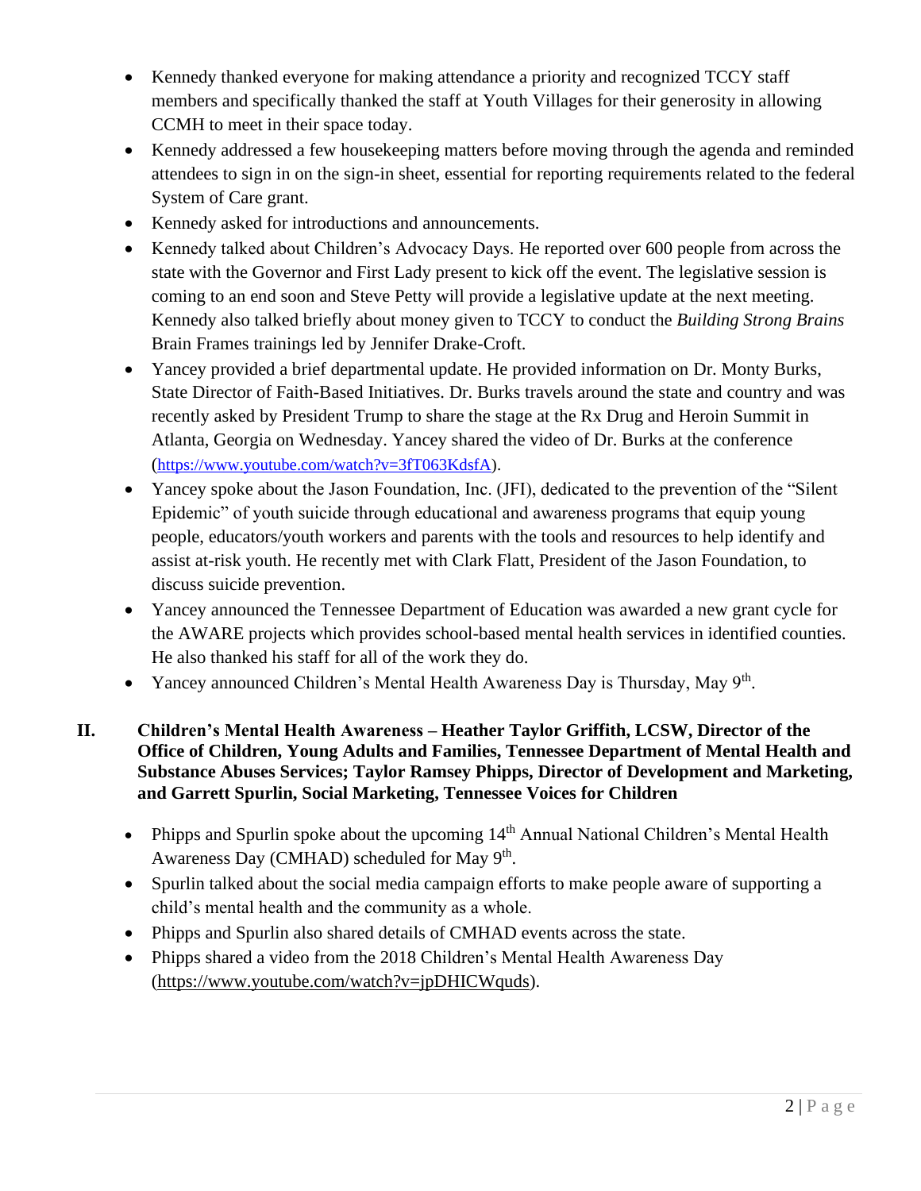- Kennedy thanked everyone for making attendance a priority and recognized TCCY staff members and specifically thanked the staff at Youth Villages for their generosity in allowing CCMH to meet in their space today.
- Kennedy addressed a few housekeeping matters before moving through the agenda and reminded attendees to sign in on the sign-in sheet, essential for reporting requirements related to the federal System of Care grant.
- Kennedy asked for introductions and announcements.
- Kennedy talked about Children's Advocacy Days. He reported over 600 people from across the state with the Governor and First Lady present to kick off the event. The legislative session is coming to an end soon and Steve Petty will provide a legislative update at the next meeting. Kennedy also talked briefly about money given to TCCY to conduct the *Building Strong Brains* Brain Frames trainings led by Jennifer Drake-Croft.
- Yancey provided a brief departmental update. He provided information on Dr. Monty Burks, State Director of Faith-Based Initiatives. Dr. Burks travels around the state and country and was recently asked by President Trump to share the stage at the Rx Drug and Heroin Summit in Atlanta, Georgia on Wednesday. Yancey shared the video of Dr. Burks at the conference (https://www.youtube.com/watch?v=3fT063KdsfA).
- Yancey spoke about the Jason Foundation, Inc. (JFI), dedicated to the prevention of the "Silent Epidemic" of youth suicide through educational and awareness programs that equip young people, educators/youth workers and parents with the tools and resources to help identify and assist at-risk youth. He recently met with Clark Flatt, President of the Jason Foundation, to discuss suicide prevention.
- Yancey announced the Tennessee Department of Education was awarded a new grant cycle for the AWARE projects which provides school-based mental health services in identified counties. He also thanked his staff for all of the work they do.
- Yancey announced Children's Mental Health Awareness Day is Thursday, May 9th.

## II. Children's Mental Health Awareness – Heather Taylor Griffith, LCSW, Director of the Office of Children, Young Adults and Families, Tennessee Department of Mental Health and Substance Abuses Services; Taylor Ramsey Phipps, Director of Development and Marketing, and Garrett Spurlin, Social Marketing, Tennessee Voices for Children

- Phipps and Spurlin spoke about the upcoming 14th Annual National Children's Mental Health Awareness Day (CMHAD) scheduled for May 9th.
- Spurlin talked about the social media campaign efforts to make people aware of supporting a child's mental health and the community as a whole.
- Phipps and Spurlin also shared details of CMHAD events across the state.
- Phipps shared a video from the 2018 Children's Mental Health Awareness Day (https://www.youtube.com/watch?v=jpDHICWquds).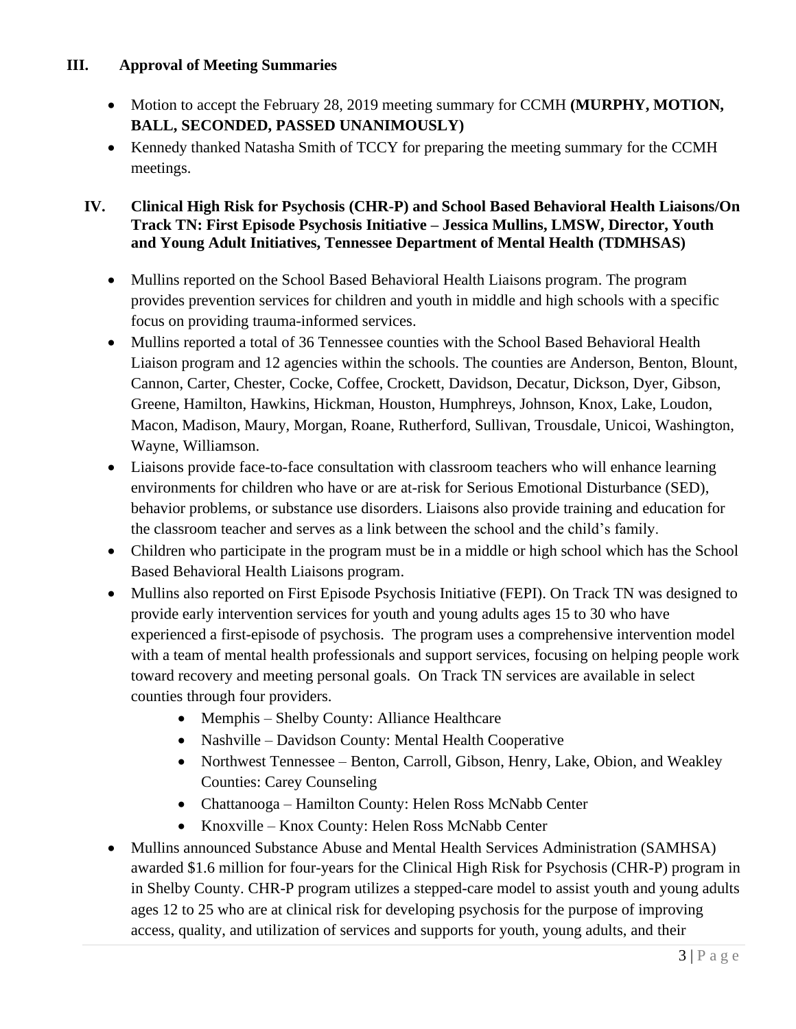## III. Approval of Meeting Summaries

- Motion to accept the February 28, 2019 meeting summary for CCMH **(MURPHY, MOTION, BALL, SECONDED, PASSED UNANIMOUSLY)**
- Kennedy thanked Natasha Smith of TCCY for preparing the meeting summary for the CCMH meetings.

## IV. Clinical High Risk for Psychosis (CHR-P) and School Based Behavioral Health Liaisons/On Track TN: First Episode Psychosis Initiative – Jessica Mullins, LMSW, Director, Youth and Young Adult Initiatives, Tennessee Department of Mental Health (TDMHSAS)

- Mullins reported on the School Based Behavioral Health Liaisons program. The program provides prevention services for children and youth in middle and high schools with a specific focus on providing trauma-informed services.
- Mullins reported a total of 36 Tennessee counties with the School Based Behavioral Health Liaison program and 12 agencies within the schools. The counties are Anderson, Benton, Blount, Cannon, Carter, Chester, Cocke, Coffee, Crockett, Davidson, Decatur, Dickson, Dyer, Gibson, Greene, Hamilton, Hawkins, Hickman, Houston, Humphreys, Johnson, Knox, Lake, Loudon, Macon, Madison, Maury, Morgan, Roane, Rutherford, Sullivan, Trousdale, Unicoi, Washington, Wayne, Williamson.
- Liaisons provide face-to-face consultation with classroom teachers who will enhance learning environments for children who have or are at-risk for Serious Emotional Disturbance (SED), behavior problems, or substance use disorders. Liaisons also provide training and education for the classroom teacher and serves as a link between the school and the child's family.
- Children who participate in the program must be in a middle or high school which has the School Based Behavioral Health Liaisons program.
- Mullins also reported on First Episode Psychosis Initiative (FEPI). On Track TN was designed to provide early intervention services for youth and young adults ages 15 to 30 who have experienced a first-episode of psychosis. The program uses a comprehensive intervention model with a team of mental health professionals and support services, focusing on helping people work toward recovery and meeting personal goals. On Track TN services are available in select counties through four providers.
  - Memphis – Shelby County: Alliance Healthcare
  - Nashville – Davidson County: Mental Health Cooperative
  - Northwest Tennessee – Benton, Carroll, Gibson, Henry, Lake, Obion, and Weakley Counties: Carey Counseling
  - Chattanooga – Hamilton County: Helen Ross McNabb Center
  - Knoxville – Knox County: Helen Ross McNabb Center
- Mullins announced Substance Abuse and Mental Health Services Administration (SAMHSA) awarded $1.6 million for four-years for the Clinical High Risk for Psychosis (CHR-P) program in in Shelby County. CHR-P program utilizes a stepped-care model to assist youth and young adults ages 12 to 25 who are at clinical risk for developing psychosis for the purpose of improving access, quality, and utilization of services and supports for youth, young adults, and their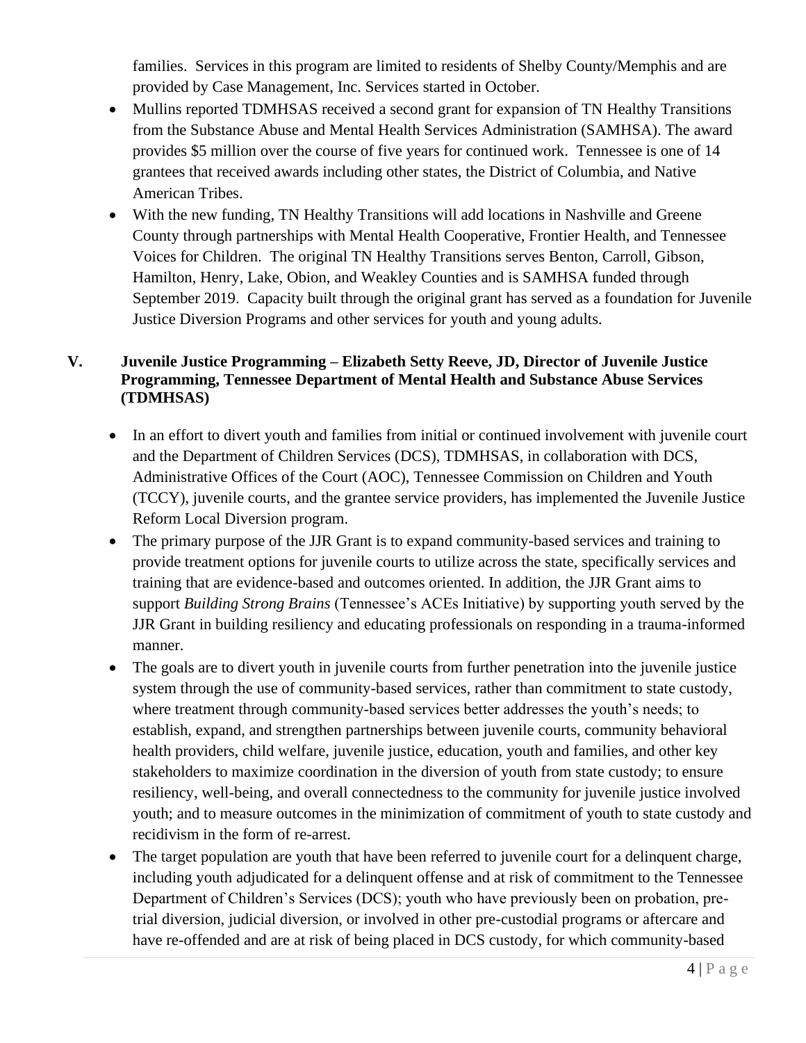families. Services in this program are limited to residents of Shelby County/Memphis and are provided by Case Management, Inc. Services started in October.

- Mullins reported TDMHSAS received a second grant for expansion of TN Healthy Transitions from the Substance Abuse and Mental Health Services Administration (SAMHSA). The award provides $5 million over the course of five years for continued work. Tennessee is one of 14 grantees that received awards including other states, the District of Columbia, and Native American Tribes.
- With the new funding, TN Healthy Transitions will add locations in Nashville and Greene County through partnerships with Mental Health Cooperative, Frontier Health, and Tennessee Voices for Children. The original TN Healthy Transitions serves Benton, Carroll, Gibson, Hamilton, Henry, Lake, Obion, and Weakley Counties and is SAMHSA funded through September 2019. Capacity built through the original grant has served as a foundation for Juvenile Justice Diversion Programs and other services for youth and young adults.

## V. Juvenile Justice Programming – Elizabeth Setty Reeve, JD, Director of Juvenile Justice Programming, Tennessee Department of Mental Health and Substance Abuse Services (TDMHSAS)

- In an effort to divert youth and families from initial or continued involvement with juvenile court and the Department of Children Services (DCS), TDMHSAS, in collaboration with DCS, Administrative Offices of the Court (AOC), Tennessee Commission on Children and Youth (TCCY), juvenile courts, and the grantee service providers, has implemented the Juvenile Justice Reform Local Diversion program.
- The primary purpose of the JJR Grant is to expand community-based services and training to provide treatment options for juvenile courts to utilize across the state, specifically services and training that are evidence-based and outcomes oriented. In addition, the JJR Grant aims to support *Building Strong Brains* (Tennessee's ACEs Initiative) by supporting youth served by the JJR Grant in building resiliency and educating professionals on responding in a trauma-informed manner.
- The goals are to divert youth in juvenile courts from further penetration into the juvenile justice system through the use of community-based services, rather than commitment to state custody, where treatment through community-based services better addresses the youth's needs; to establish, expand, and strengthen partnerships between juvenile courts, community behavioral health providers, child welfare, juvenile justice, education, youth and families, and other key stakeholders to maximize coordination in the diversion of youth from state custody; to ensure resiliency, well-being, and overall connectedness to the community for juvenile justice involved youth; and to measure outcomes in the minimization of commitment of youth to state custody and recidivism in the form of re-arrest.
- The target population are youth that have been referred to juvenile court for a delinquent charge, including youth adjudicated for a delinquent offense and at risk of commitment to the Tennessee Department of Children's Services (DCS); youth who have previously been on probation, pre-trial diversion, judicial diversion, or involved in other pre-custodial programs or aftercare and have re-offended and are at risk of being placed in DCS custody, for which community-based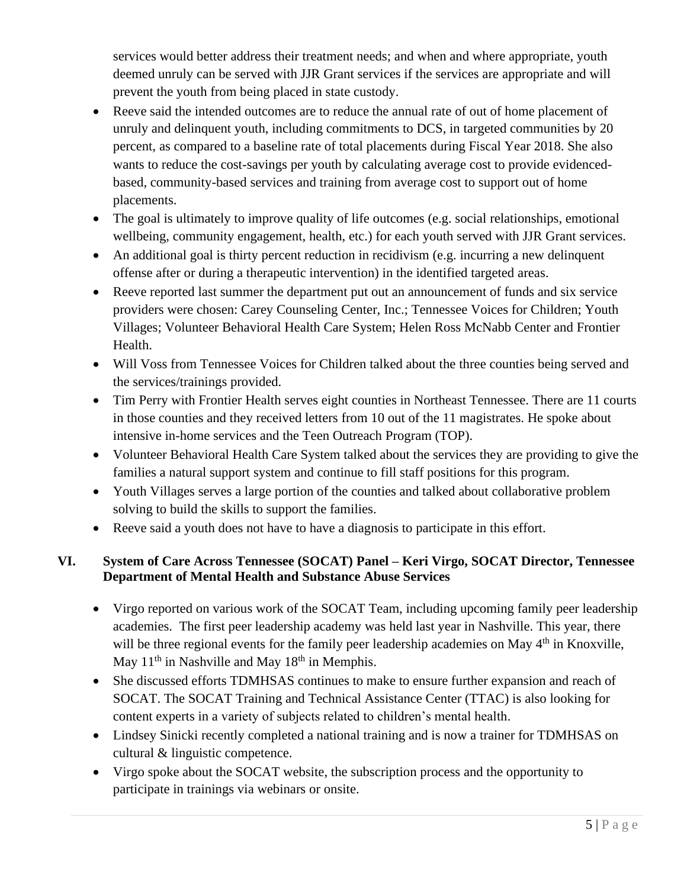services would better address their treatment needs; and when and where appropriate, youth deemed unruly can be served with JJR Grant services if the services are appropriate and will prevent the youth from being placed in state custody.

- Reeve said the intended outcomes are to reduce the annual rate of out of home placement of unruly and delinquent youth, including commitments to DCS, in targeted communities by 20 percent, as compared to a baseline rate of total placements during Fiscal Year 2018. She also wants to reduce the cost-savings per youth by calculating average cost to provide evidenced-based, community-based services and training from average cost to support out of home placements.
- The goal is ultimately to improve quality of life outcomes (e.g. social relationships, emotional wellbeing, community engagement, health, etc.) for each youth served with JJR Grant services.
- An additional goal is thirty percent reduction in recidivism (e.g. incurring a new delinquent offense after or during a therapeutic intervention) in the identified targeted areas.
- Reeve reported last summer the department put out an announcement of funds and six service providers were chosen: Carey Counseling Center, Inc.; Tennessee Voices for Children; Youth Villages; Volunteer Behavioral Health Care System; Helen Ross McNabb Center and Frontier Health.
- Will Voss from Tennessee Voices for Children talked about the three counties being served and the services/trainings provided.
- Tim Perry with Frontier Health serves eight counties in Northeast Tennessee. There are 11 courts in those counties and they received letters from 10 out of the 11 magistrates. He spoke about intensive in-home services and the Teen Outreach Program (TOP).
- Volunteer Behavioral Health Care System talked about the services they are providing to give the families a natural support system and continue to fill staff positions for this program.
- Youth Villages serves a large portion of the counties and talked about collaborative problem solving to build the skills to support the families.
- Reeve said a youth does not have to have a diagnosis to participate in this effort.

## VI. System of Care Across Tennessee (SOCAT) Panel – Keri Virgo, SOCAT Director, Tennessee Department of Mental Health and Substance Abuse Services

- Virgo reported on various work of the SOCAT Team, including upcoming family peer leadership academies. The first peer leadership academy was held last year in Nashville. This year, there will be three regional events for the family peer leadership academies on May 4th in Knoxville, May 11th in Nashville and May 18th in Memphis.
- She discussed efforts TDMHSAS continues to make to ensure further expansion and reach of SOCAT. The SOCAT Training and Technical Assistance Center (TTAC) is also looking for content experts in a variety of subjects related to children's mental health.
- Lindsey Sinicki recently completed a national training and is now a trainer for TDMHSAS on cultural & linguistic competence.
- Virgo spoke about the SOCAT website, the subscription process and the opportunity to participate in trainings via webinars or onsite.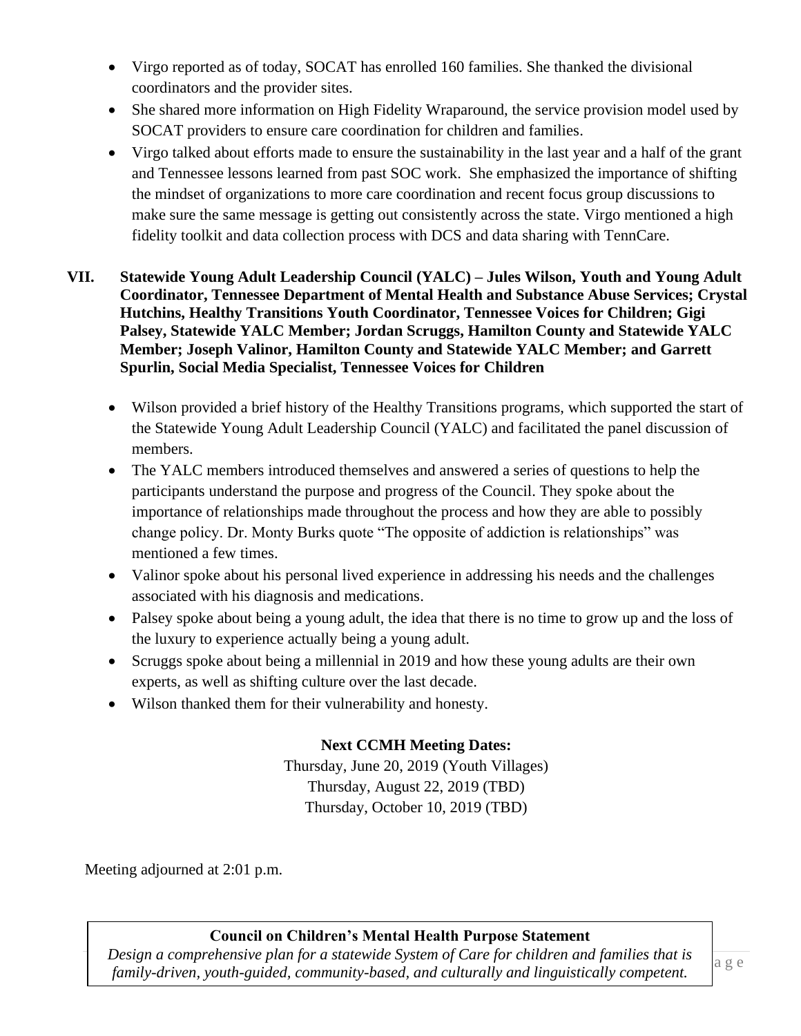- Virgo reported as of today, SOCAT has enrolled 160 families. She thanked the divisional coordinators and the provider sites.
- She shared more information on High Fidelity Wraparound, the service provision model used by SOCAT providers to ensure care coordination for children and families.
- Virgo talked about efforts made to ensure the sustainability in the last year and a half of the grant and Tennessee lessons learned from past SOC work. She emphasized the importance of shifting the mindset of organizations to more care coordination and recent focus group discussions to make sure the same message is getting out consistently across the state. Virgo mentioned a high fidelity toolkit and data collection process with DCS and data sharing with TennCare.

**VII. Statewide Young Adult Leadership Council (YALC) – Jules Wilson, Youth and Young Adult Coordinator, Tennessee Department of Mental Health and Substance Abuse Services; Crystal Hutchins, Healthy Transitions Youth Coordinator, Tennessee Voices for Children; Gigi Palsey, Statewide YALC Member; Jordan Scruggs, Hamilton County and Statewide YALC Member; Joseph Valinor, Hamilton County and Statewide YALC Member; and Garrett Spurlin, Social Media Specialist, Tennessee Voices for Children**

- Wilson provided a brief history of the Healthy Transitions programs, which supported the start of the Statewide Young Adult Leadership Council (YALC) and facilitated the panel discussion of members.
- The YALC members introduced themselves and answered a series of questions to help the participants understand the purpose and progress of the Council. They spoke about the importance of relationships made throughout the process and how they are able to possibly change policy. Dr. Monty Burks quote "The opposite of addiction is relationships" was mentioned a few times.
- Valinor spoke about his personal lived experience in addressing his needs and the challenges associated with his diagnosis and medications.
- Palsey spoke about being a young adult, the idea that there is no time to grow up and the loss of the luxury to experience actually being a young adult.
- Scruggs spoke about being a millennial in 2019 and how these young adults are their own experts, as well as shifting culture over the last decade.
- Wilson thanked them for their vulnerability and honesty.

**Next CCMH Meeting Dates:**

Thursday, June 20, 2019 (Youth Villages)
Thursday, August 22, 2019 (TBD)
Thursday, October 10, 2019 (TBD)

Meeting adjourned at 2:01 p.m.

**Council on Children's Mental Health Purpose Statement**

*Design a comprehensive plan for a statewide System of Care for children and families that is family-driven, youth-guided, community-based, and culturally and linguistically competent.*